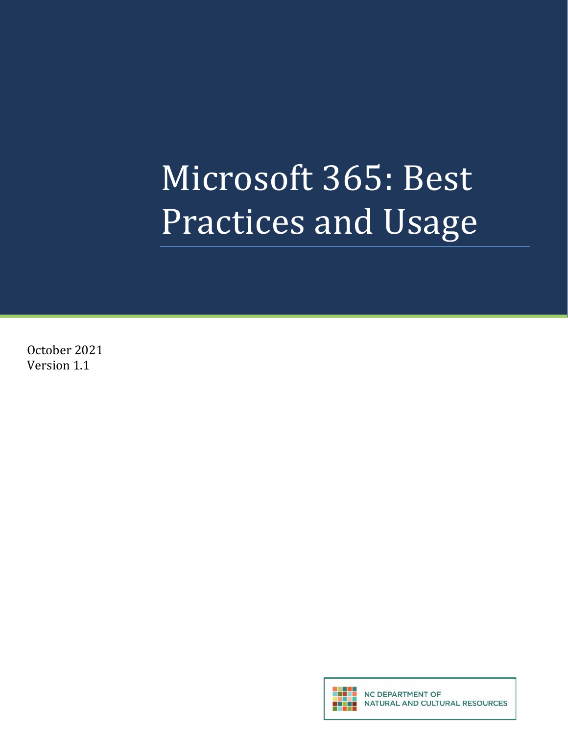# Microsoft 365: Best Practices and Usage

October 2021
Version 1.1

NC DEPARTMENT OF
NATURAL AND CULTURAL RESOURCES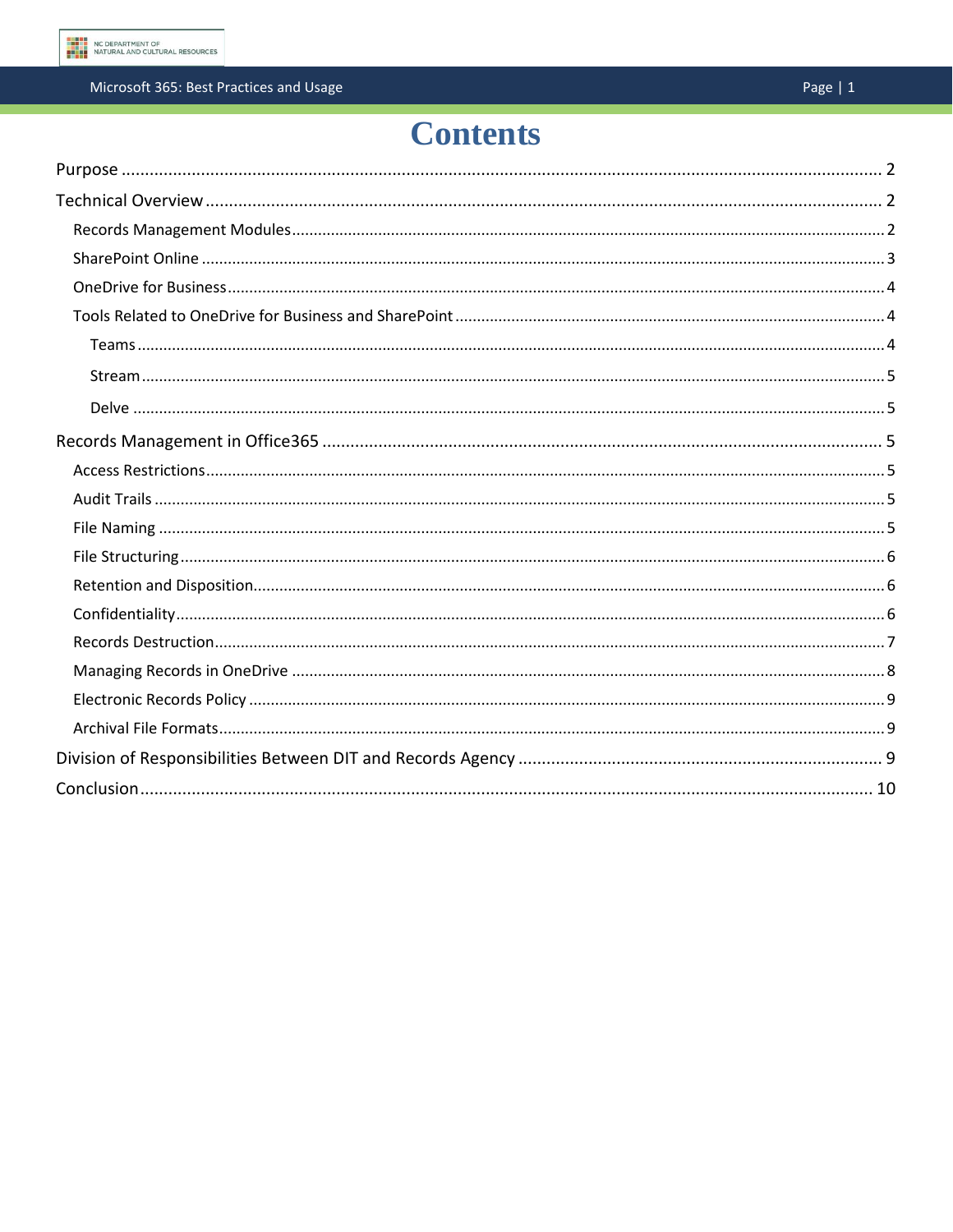# Contents

- Purpose ............ 2
- Technical Overview ............ 2
  - Records Management Modules ............ 2
  - SharePoint Online ............ 3
  - OneDrive for Business ............ 4
  - Tools Related to OneDrive for Business and SharePoint ............ 4
    - Teams ............ 4
    - Stream ............ 5
    - Delve ............ 5
- Records Management in Office365 ............ 5
  - Access Restrictions ............ 5
  - Audit Trails ............ 5
  - File Naming ............ 5
  - File Structuring ............ 6
  - Retention and Disposition ............ 6
  - Confidentiality ............ 6
  - Records Destruction ............ 7
  - Managing Records in OneDrive ............ 8
  - Electronic Records Policy ............ 9
  - Archival File Formats ............ 9
- Division of Responsibilities Between DIT and Records Agency ............ 9
- Conclusion ............ 10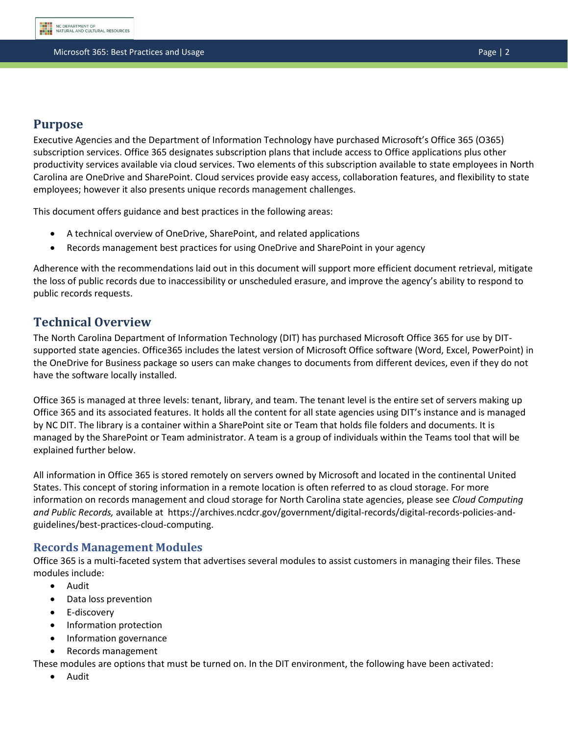## Purpose

Executive Agencies and the Department of Information Technology have purchased Microsoft's Office 365 (O365) subscription services. Office 365 designates subscription plans that include access to Office applications plus other productivity services available via cloud services. Two elements of this subscription available to state employees in North Carolina are OneDrive and SharePoint. Cloud services provide easy access, collaboration features, and flexibility to state employees; however it also presents unique records management challenges.

This document offers guidance and best practices in the following areas:

- A technical overview of OneDrive, SharePoint, and related applications
- Records management best practices for using OneDrive and SharePoint in your agency

Adherence with the recommendations laid out in this document will support more efficient document retrieval, mitigate the loss of public records due to inaccessibility or unscheduled erasure, and improve the agency's ability to respond to public records requests.

## Technical Overview

The North Carolina Department of Information Technology (DIT) has purchased Microsoft Office 365 for use by DIT-supported state agencies. Office365 includes the latest version of Microsoft Office software (Word, Excel, PowerPoint) in the OneDrive for Business package so users can make changes to documents from different devices, even if they do not have the software locally installed.

Office 365 is managed at three levels: tenant, library, and team. The tenant level is the entire set of servers making up Office 365 and its associated features. It holds all the content for all state agencies using DIT's instance and is managed by NC DIT. The library is a container within a SharePoint site or Team that holds file folders and documents. It is managed by the SharePoint or Team administrator. A team is a group of individuals within the Teams tool that will be explained further below.

All information in Office 365 is stored remotely on servers owned by Microsoft and located in the continental United States. This concept of storing information in a remote location is often referred to as cloud storage. For more information on records management and cloud storage for North Carolina state agencies, please see *Cloud Computing and Public Records,* available at https://archives.ncdcr.gov/government/digital-records/digital-records-policies-and-guidelines/best-practices-cloud-computing.

### Records Management Modules

Office 365 is a multi-faceted system that advertises several modules to assist customers in managing their files. These modules include:

- Audit
- Data loss prevention
- E-discovery
- Information protection
- Information governance
- Records management

These modules are options that must be turned on. In the DIT environment, the following have been activated:

- Audit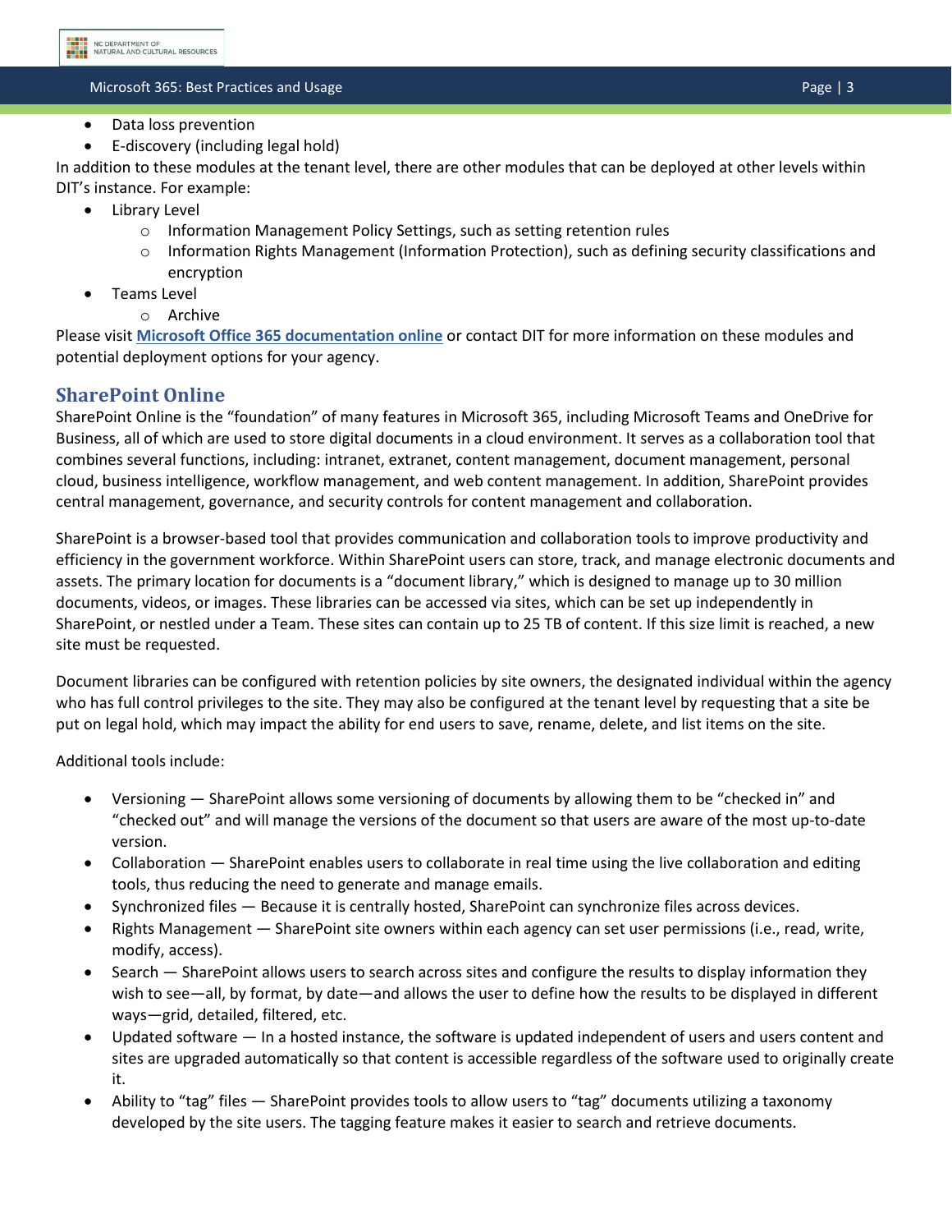- Data loss prevention
- E-discovery (including legal hold)

In addition to these modules at the tenant level, there are other modules that can be deployed at other levels within DIT's instance. For example:

- Library Level
    - Information Management Policy Settings, such as setting retention rules
    - Information Rights Management (Information Protection), such as defining security classifications and encryption
- Teams Level
    - Archive

Please visit **Microsoft Office 365 documentation online** or contact DIT for more information on these modules and potential deployment options for your agency.

## SharePoint Online

SharePoint Online is the "foundation" of many features in Microsoft 365, including Microsoft Teams and OneDrive for Business, all of which are used to store digital documents in a cloud environment. It serves as a collaboration tool that combines several functions, including: intranet, extranet, content management, document management, personal cloud, business intelligence, workflow management, and web content management. In addition, SharePoint provides central management, governance, and security controls for content management and collaboration.

SharePoint is a browser-based tool that provides communication and collaboration tools to improve productivity and efficiency in the government workforce. Within SharePoint users can store, track, and manage electronic documents and assets. The primary location for documents is a "document library," which is designed to manage up to 30 million documents, videos, or images. These libraries can be accessed via sites, which can be set up independently in SharePoint, or nestled under a Team. These sites can contain up to 25 TB of content. If this size limit is reached, a new site must be requested.

Document libraries can be configured with retention policies by site owners, the designated individual within the agency who has full control privileges to the site. They may also be configured at the tenant level by requesting that a site be put on legal hold, which may impact the ability for end users to save, rename, delete, and list items on the site.

Additional tools include:

- Versioning — SharePoint allows some versioning of documents by allowing them to be "checked in" and "checked out" and will manage the versions of the document so that users are aware of the most up-to-date version.
- Collaboration — SharePoint enables users to collaborate in real time using the live collaboration and editing tools, thus reducing the need to generate and manage emails.
- Synchronized files — Because it is centrally hosted, SharePoint can synchronize files across devices.
- Rights Management — SharePoint site owners within each agency can set user permissions (i.e., read, write, modify, access).
- Search — SharePoint allows users to search across sites and configure the results to display information they wish to see—all, by format, by date—and allows the user to define how the results to be displayed in different ways—grid, detailed, filtered, etc.
- Updated software — In a hosted instance, the software is updated independent of users and users content and sites are upgraded automatically so that content is accessible regardless of the software used to originally create it.
- Ability to "tag" files — SharePoint provides tools to allow users to "tag" documents utilizing a taxonomy developed by the site users. The tagging feature makes it easier to search and retrieve documents.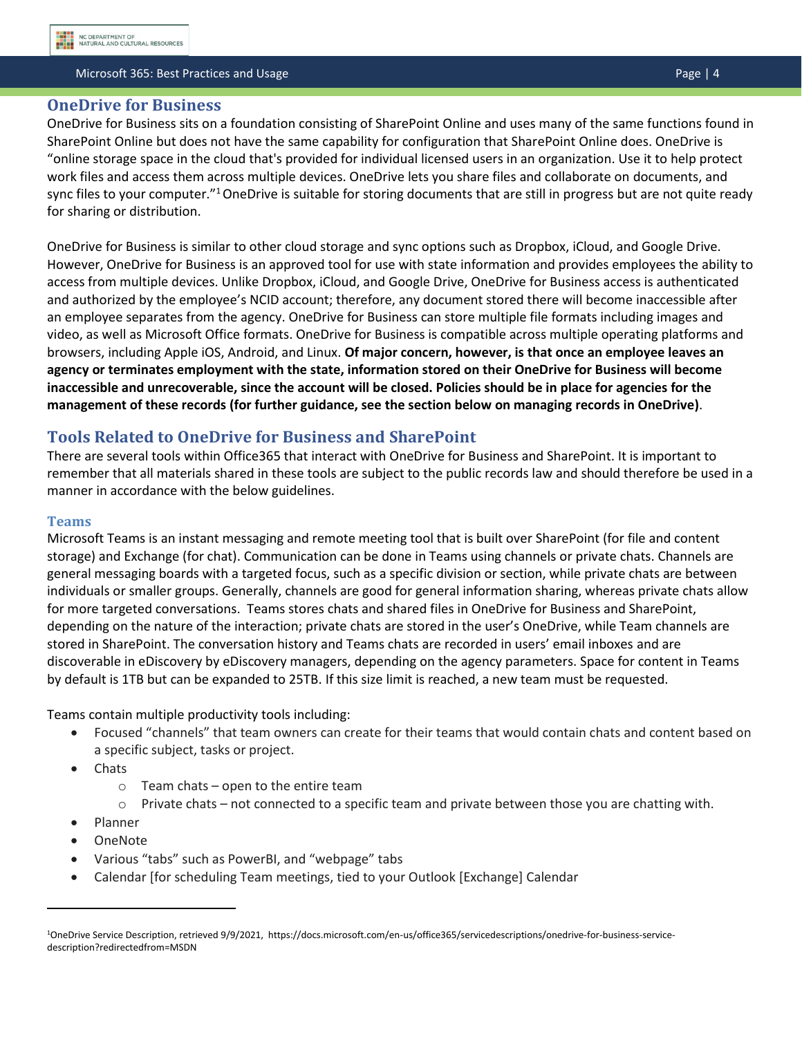## OneDrive for Business

OneDrive for Business sits on a foundation consisting of SharePoint Online and uses many of the same functions found in SharePoint Online but does not have the same capability for configuration that SharePoint Online does. OneDrive is "online storage space in the cloud that's provided for individual licensed users in an organization. Use it to help protect work files and access them across multiple devices. OneDrive lets you share files and collaborate on documents, and sync files to your computer."[1] OneDrive is suitable for storing documents that are still in progress but are not quite ready for sharing or distribution.

OneDrive for Business is similar to other cloud storage and sync options such as Dropbox, iCloud, and Google Drive. However, OneDrive for Business is an approved tool for use with state information and provides employees the ability to access from multiple devices. Unlike Dropbox, iCloud, and Google Drive, OneDrive for Business access is authenticated and authorized by the employee's NCID account; therefore, any document stored there will become inaccessible after an employee separates from the agency. OneDrive for Business can store multiple file formats including images and video, as well as Microsoft Office formats. OneDrive for Business is compatible across multiple operating platforms and browsers, including Apple iOS, Android, and Linux. **Of major concern, however, is that once an employee leaves an agency or terminates employment with the state, information stored on their OneDrive for Business will become inaccessible and unrecoverable, since the account will be closed. Policies should be in place for agencies for the management of these records (for further guidance, see the section below on managing records in OneDrive)**.

## Tools Related to OneDrive for Business and SharePoint

There are several tools within Office365 that interact with OneDrive for Business and SharePoint. It is important to remember that all materials shared in these tools are subject to the public records law and should therefore be used in a manner in accordance with the below guidelines.

### Teams

Microsoft Teams is an instant messaging and remote meeting tool that is built over SharePoint (for file and content storage) and Exchange (for chat). Communication can be done in Teams using channels or private chats. Channels are general messaging boards with a targeted focus, such as a specific division or section, while private chats are between individuals or smaller groups. Generally, channels are good for general information sharing, whereas private chats allow for more targeted conversations. Teams stores chats and shared files in OneDrive for Business and SharePoint, depending on the nature of the interaction; private chats are stored in the user's OneDrive, while Team channels are stored in SharePoint. The conversation history and Teams chats are recorded in users' email inboxes and are discoverable in eDiscovery by eDiscovery managers, depending on the agency parameters. Space for content in Teams by default is 1TB but can be expanded to 25TB. If this size limit is reached, a new team must be requested.

Teams contain multiple productivity tools including:

- Focused "channels" that team owners can create for their teams that would contain chats and content based on a specific subject, tasks or project.
- Chats
  - Team chats – open to the entire team
  - Private chats – not connected to a specific team and private between those you are chatting with.
- Planner
- OneNote
- Various "tabs" such as PowerBI, and "webpage" tabs
- Calendar [for scheduling Team meetings, tied to your Outlook [Exchange] Calendar

---

[1] OneDrive Service Description, retrieved 9/9/2021, https://docs.microsoft.com/en-us/office365/servicedescriptions/onedrive-for-business-service-description?redirectedfrom=MSDN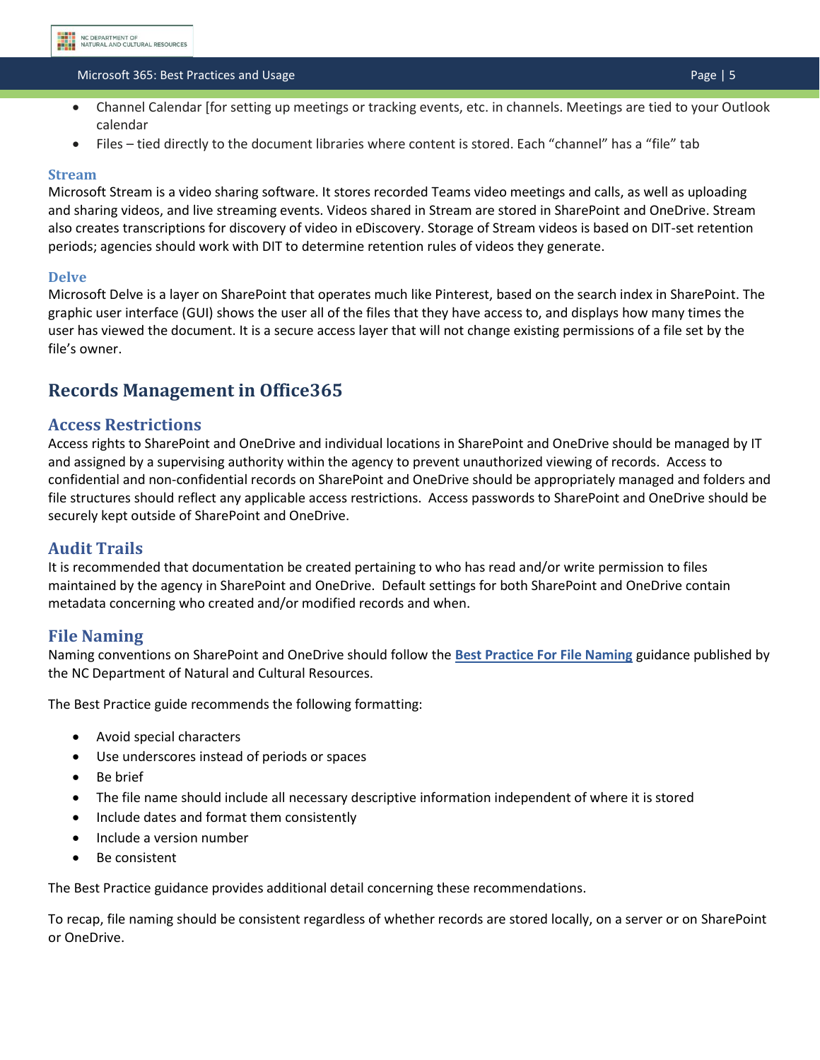- Channel Calendar [for setting up meetings or tracking events, etc. in channels. Meetings are tied to your Outlook calendar
- Files – tied directly to the document libraries where content is stored. Each "channel" has a "file" tab

### Stream

Microsoft Stream is a video sharing software. It stores recorded Teams video meetings and calls, as well as uploading and sharing videos, and live streaming events. Videos shared in Stream are stored in SharePoint and OneDrive. Stream also creates transcriptions for discovery of video in eDiscovery. Storage of Stream videos is based on DIT-set retention periods; agencies should work with DIT to determine retention rules of videos they generate.

### Delve

Microsoft Delve is a layer on SharePoint that operates much like Pinterest, based on the search index in SharePoint. The graphic user interface (GUI) shows the user all of the files that they have access to, and displays how many times the user has viewed the document. It is a secure access layer that will not change existing permissions of a file set by the file's owner.

# Records Management in Office365

## Access Restrictions

Access rights to SharePoint and OneDrive and individual locations in SharePoint and OneDrive should be managed by IT and assigned by a supervising authority within the agency to prevent unauthorized viewing of records. Access to confidential and non-confidential records on SharePoint and OneDrive should be appropriately managed and folders and file structures should reflect any applicable access restrictions. Access passwords to SharePoint and OneDrive should be securely kept outside of SharePoint and OneDrive.

## Audit Trails

It is recommended that documentation be created pertaining to who has read and/or write permission to files maintained by the agency in SharePoint and OneDrive. Default settings for both SharePoint and OneDrive contain metadata concerning who created and/or modified records and when.

## File Naming

Naming conventions on SharePoint and OneDrive should follow the **Best Practice For File Naming** guidance published by the NC Department of Natural and Cultural Resources.

The Best Practice guide recommends the following formatting:

- Avoid special characters
- Use underscores instead of periods or spaces
- Be brief
- The file name should include all necessary descriptive information independent of where it is stored
- Include dates and format them consistently
- Include a version number
- Be consistent

The Best Practice guidance provides additional detail concerning these recommendations.

To recap, file naming should be consistent regardless of whether records are stored locally, on a server or on SharePoint or OneDrive.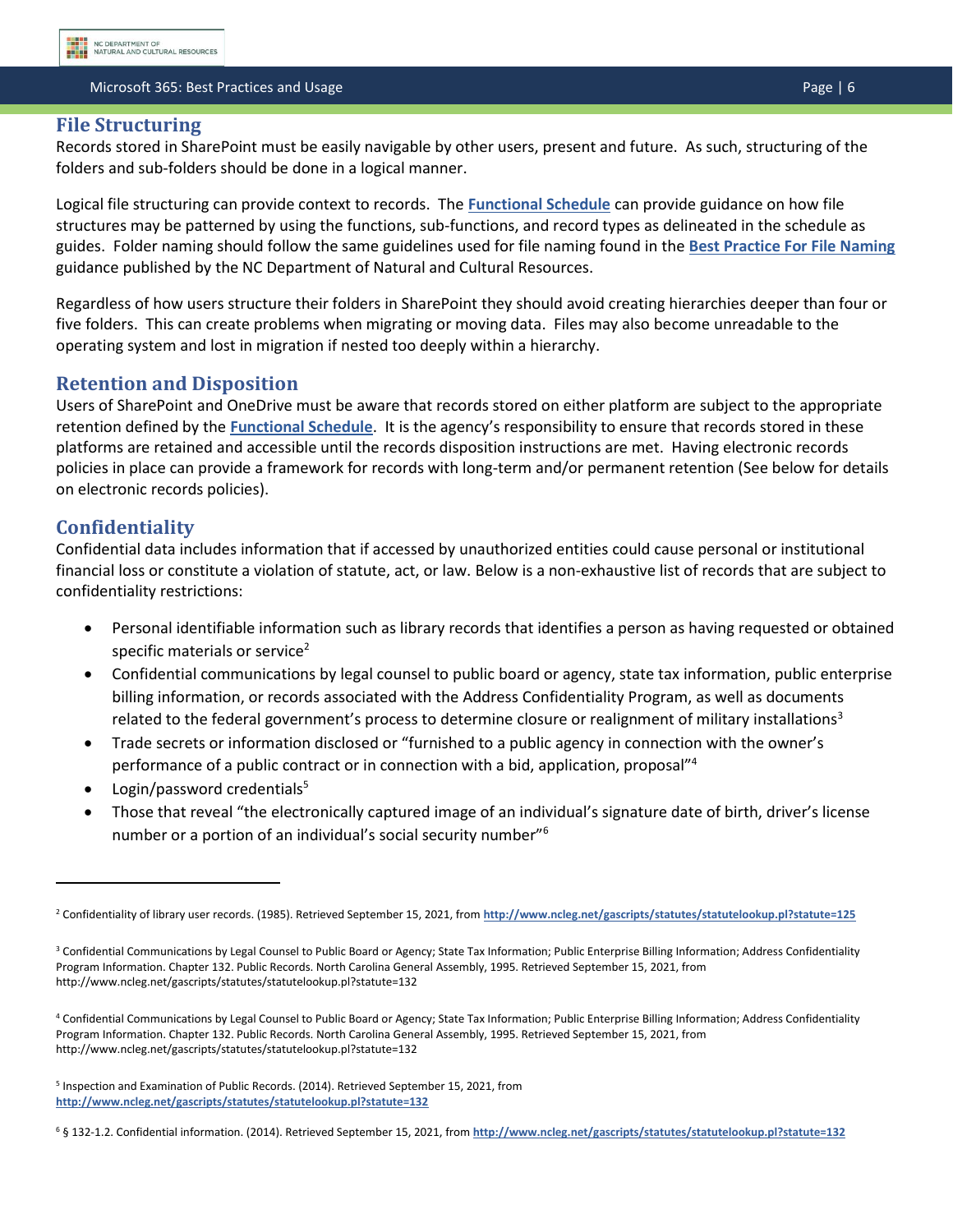## File Structuring

Records stored in SharePoint must be easily navigable by other users, present and future. As such, structuring of the folders and sub-folders should be done in a logical manner.

Logical file structuring can provide context to records. The **Functional Schedule** can provide guidance on how file structures may be patterned by using the functions, sub-functions, and record types as delineated in the schedule as guides. Folder naming should follow the same guidelines used for file naming found in the **Best Practice For File Naming** guidance published by the NC Department of Natural and Cultural Resources.

Regardless of how users structure their folders in SharePoint they should avoid creating hierarchies deeper than four or five folders. This can create problems when migrating or moving data. Files may also become unreadable to the operating system and lost in migration if nested too deeply within a hierarchy.

## Retention and Disposition

Users of SharePoint and OneDrive must be aware that records stored on either platform are subject to the appropriate retention defined by the **Functional Schedule**. It is the agency's responsibility to ensure that records stored in these platforms are retained and accessible until the records disposition instructions are met. Having electronic records policies in place can provide a framework for records with long-term and/or permanent retention (See below for details on electronic records policies).

## Confidentiality

Confidential data includes information that if accessed by unauthorized entities could cause personal or institutional financial loss or constitute a violation of statute, act, or law. Below is a non-exhaustive list of records that are subject to confidentiality restrictions:

- Personal identifiable information such as library records that identifies a person as having requested or obtained specific materials or service[2]
- Confidential communications by legal counsel to public board or agency, state tax information, public enterprise billing information, or records associated with the Address Confidentiality Program, as well as documents related to the federal government's process to determine closure or realignment of military installations[3]
- Trade secrets or information disclosed or "furnished to a public agency in connection with the owner's performance of a public contract or in connection with a bid, application, proposal"[4]
- Login/password credentials[5]
- Those that reveal "the electronically captured image of an individual's signature date of birth, driver's license number or a portion of an individual's social security number"[6]

---

[2] Confidentiality of library user records. (1985). Retrieved September 15, 2021, from **http://www.ncleg.net/gascripts/statutes/statutelookup.pl?statute=125**

[3] Confidential Communications by Legal Counsel to Public Board or Agency; State Tax Information; Public Enterprise Billing Information; Address Confidentiality Program Information. Chapter 132. Public Records. North Carolina General Assembly, 1995. Retrieved September 15, 2021, from http://www.ncleg.net/gascripts/statutes/statutelookup.pl?statute=132

[4] Confidential Communications by Legal Counsel to Public Board or Agency; State Tax Information; Public Enterprise Billing Information; Address Confidentiality Program Information. Chapter 132. Public Records. North Carolina General Assembly, 1995. Retrieved September 15, 2021, from http://www.ncleg.net/gascripts/statutes/statutelookup.pl?statute=132

[5] Inspection and Examination of Public Records. (2014). Retrieved September 15, 2021, from **http://www.ncleg.net/gascripts/statutes/statutelookup.pl?statute=132**

[6] § 132-1.2. Confidential information. (2014). Retrieved September 15, 2021, from **http://www.ncleg.net/gascripts/statutes/statutelookup.pl?statute=132**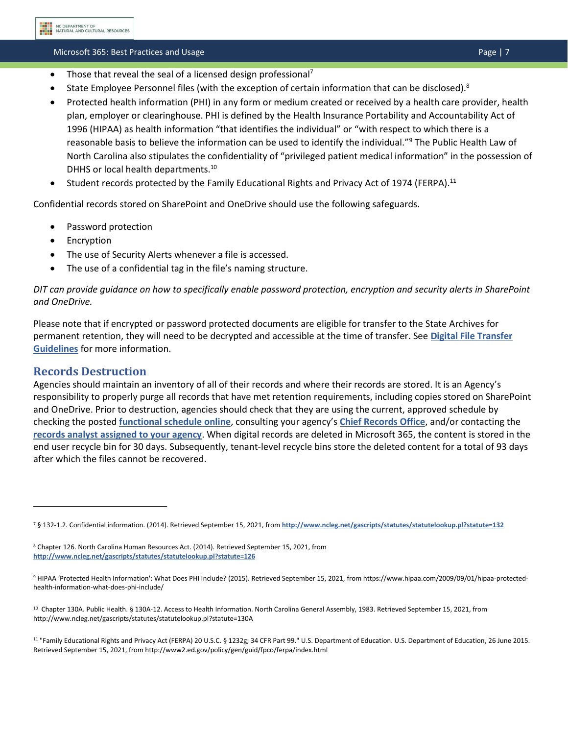- Those that reveal the seal of a licensed design professional[7]
- State Employee Personnel files (with the exception of certain information that can be disclosed).[8]
- Protected health information (PHI) in any form or medium created or received by a health care provider, health plan, employer or clearinghouse. PHI is defined by the Health Insurance Portability and Accountability Act of 1996 (HIPAA) as health information "that identifies the individual" or "with respect to which there is a reasonable basis to believe the information can be used to identify the individual."[9] The Public Health Law of North Carolina also stipulates the confidentiality of "privileged patient medical information" in the possession of DHHS or local health departments.[10]
- Student records protected by the Family Educational Rights and Privacy Act of 1974 (FERPA).[11]

Confidential records stored on SharePoint and OneDrive should use the following safeguards.

- Password protection
- Encryption
- The use of Security Alerts whenever a file is accessed.
- The use of a confidential tag in the file's naming structure.

*DIT can provide guidance on how to specifically enable password protection, encryption and security alerts in SharePoint and OneDrive.*

Please note that if encrypted or password protected documents are eligible for transfer to the State Archives for permanent retention, they will need to be decrypted and accessible at the time of transfer. See **Digital File Transfer Guidelines** for more information.

## Records Destruction

Agencies should maintain an inventory of all of their records and where their records are stored. It is an Agency's responsibility to properly purge all records that have met retention requirements, including copies stored on SharePoint and OneDrive. Prior to destruction, agencies should check that they are using the current, approved schedule by checking the posted **functional schedule online**, consulting your agency's **Chief Records Office**, and/or contacting the **records analyst assigned to your agency**. When digital records are deleted in Microsoft 365, the content is stored in the end user recycle bin for 30 days. Subsequently, tenant-level recycle bins store the deleted content for a total of 93 days after which the files cannot be recovered.

---

[7] § 132-1.2. Confidential information. (2014). Retrieved September 15, 2021, from **http://www.ncleg.net/gascripts/statutes/statutelookup.pl?statute=132**

[8] Chapter 126. North Carolina Human Resources Act. (2014). Retrieved September 15, 2021, from **http://www.ncleg.net/gascripts/statutes/statutelookup.pl?statute=126**

[9] HIPAA 'Protected Health Information': What Does PHI Include? (2015). Retrieved September 15, 2021, from https://www.hipaa.com/2009/09/01/hipaa-protected-health-information-what-does-phi-include/

[10] Chapter 130A. Public Health. § 130A-12. Access to Health Information. North Carolina General Assembly, 1983. Retrieved September 15, 2021, from http://www.ncleg.net/gascripts/statutes/statutelookup.pl?statute=130A

[11] "Family Educational Rights and Privacy Act (FERPA) 20 U.S.C. § 1232g; 34 CFR Part 99." U.S. Department of Education. U.S. Department of Education, 26 June 2015. Retrieved September 15, 2021, from http://www2.ed.gov/policy/gen/guid/fpco/ferpa/index.html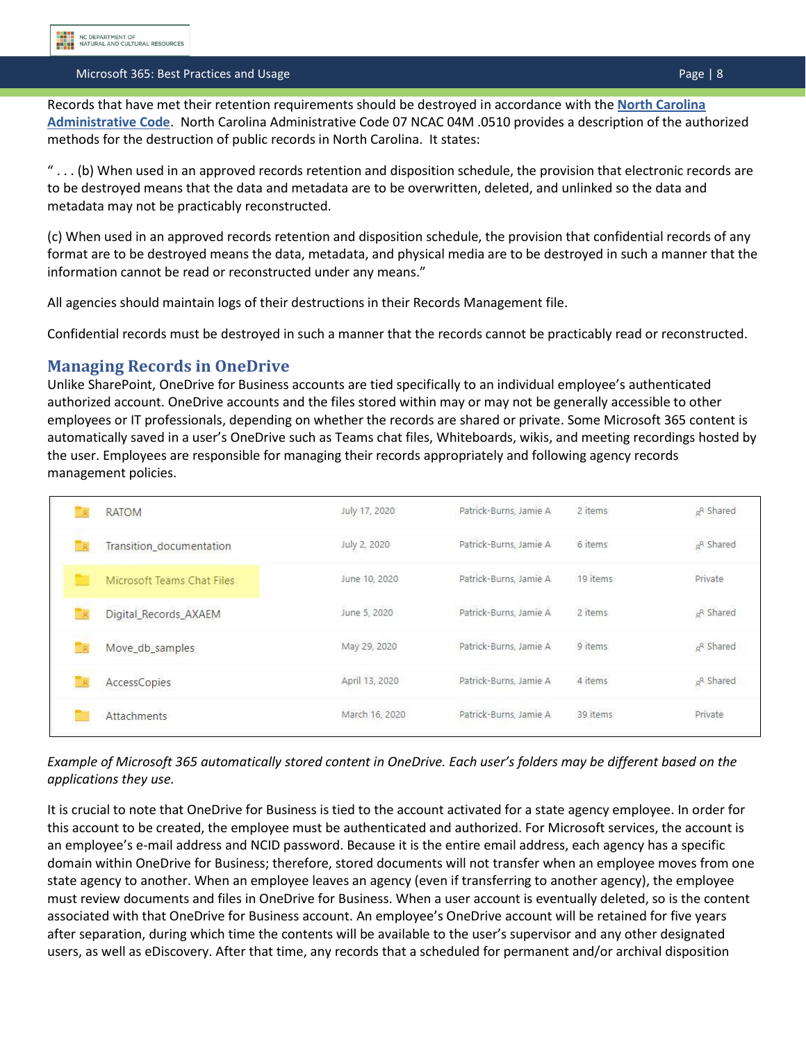Records that have met their retention requirements should be destroyed in accordance with the **North Carolina Administrative Code**. North Carolina Administrative Code 07 NCAC 04M .0510 provides a description of the authorized methods for the destruction of public records in North Carolina. It states:

" . . . (b) When used in an approved records retention and disposition schedule, the provision that electronic records are to be destroyed means that the data and metadata are to be overwritten, deleted, and unlinked so the data and metadata may not be practicably reconstructed.

(c) When used in an approved records retention and disposition schedule, the provision that confidential records of any format are to be destroyed means the data, metadata, and physical media are to be destroyed in such a manner that the information cannot be read or reconstructed under any means."

All agencies should maintain logs of their destructions in their Records Management file.

Confidential records must be destroyed in such a manner that the records cannot be practicably read or reconstructed.

## Managing Records in OneDrive

Unlike SharePoint, OneDrive for Business accounts are tied specifically to an individual employee's authenticated authorized account. OneDrive accounts and the files stored within may or may not be generally accessible to other employees or IT professionals, depending on whether the records are shared or private. Some Microsoft 365 content is automatically saved in a user's OneDrive such as Teams chat files, Whiteboards, wikis, and meeting recordings hosted by the user. Employees are responsible for managing their records appropriately and following agency records management policies.

| Name | Modified | Modified By | File Size | Sharing |
|---|---|---|---|---|
| RATOM | July 17, 2020 | Patrick-Burns, Jamie A | 2 items | Shared |
| Transition_documentation | July 2, 2020 | Patrick-Burns, Jamie A | 6 items | Shared |
| Microsoft Teams Chat Files | June 10, 2020 | Patrick-Burns, Jamie A | 19 items | Private |
| Digital_Records_AXAEM | June 5, 2020 | Patrick-Burns, Jamie A | 2 items | Shared |
| Move_db_samples | May 29, 2020 | Patrick-Burns, Jamie A | 9 items | Shared |
| AccessCopies | April 13, 2020 | Patrick-Burns, Jamie A | 4 items | Shared |
| Attachments | March 16, 2020 | Patrick-Burns, Jamie A | 39 items | Private |

*Example of Microsoft 365 automatically stored content in OneDrive. Each user's folders may be different based on the applications they use.*

It is crucial to note that OneDrive for Business is tied to the account activated for a state agency employee. In order for this account to be created, the employee must be authenticated and authorized. For Microsoft services, the account is an employee's e-mail address and NCID password. Because it is the entire email address, each agency has a specific domain within OneDrive for Business; therefore, stored documents will not transfer when an employee moves from one state agency to another. When an employee leaves an agency (even if transferring to another agency), the employee must review documents and files in OneDrive for Business. When a user account is eventually deleted, so is the content associated with that OneDrive for Business account. An employee's OneDrive account will be retained for five years after separation, during which time the contents will be available to the user's supervisor and any other designated users, as well as eDiscovery. After that time, any records that a scheduled for permanent and/or archival disposition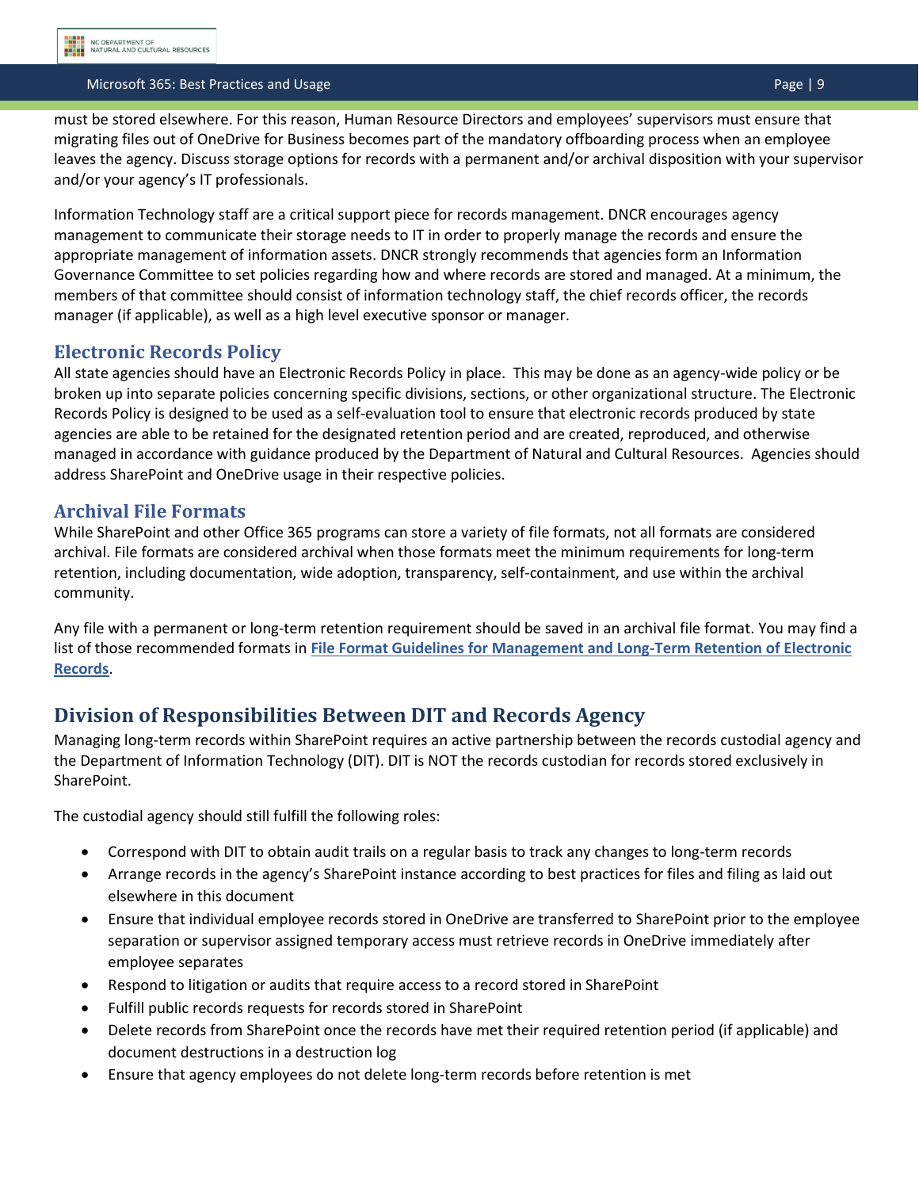must be stored elsewhere. For this reason, Human Resource Directors and employees' supervisors must ensure that migrating files out of OneDrive for Business becomes part of the mandatory offboarding process when an employee leaves the agency. Discuss storage options for records with a permanent and/or archival disposition with your supervisor and/or your agency's IT professionals.

Information Technology staff are a critical support piece for records management. DNCR encourages agency management to communicate their storage needs to IT in order to properly manage the records and ensure the appropriate management of information assets. DNCR strongly recommends that agencies form an Information Governance Committee to set policies regarding how and where records are stored and managed. At a minimum, the members of that committee should consist of information technology staff, the chief records officer, the records manager (if applicable), as well as a high level executive sponsor or manager.

### Electronic Records Policy

All state agencies should have an Electronic Records Policy in place. This may be done as an agency-wide policy or be broken up into separate policies concerning specific divisions, sections, or other organizational structure. The Electronic Records Policy is designed to be used as a self-evaluation tool to ensure that electronic records produced by state agencies are able to be retained for the designated retention period and are created, reproduced, and otherwise managed in accordance with guidance produced by the Department of Natural and Cultural Resources. Agencies should address SharePoint and OneDrive usage in their respective policies.

### Archival File Formats

While SharePoint and other Office 365 programs can store a variety of file formats, not all formats are considered archival. File formats are considered archival when those formats meet the minimum requirements for long-term retention, including documentation, wide adoption, transparency, self-containment, and use within the archival community.

Any file with a permanent or long-term retention requirement should be saved in an archival file format. You may find a list of those recommended formats in **File Format Guidelines for Management and Long-Term Retention of Electronic Records**.

## Division of Responsibilities Between DIT and Records Agency

Managing long-term records within SharePoint requires an active partnership between the records custodial agency and the Department of Information Technology (DIT). DIT is NOT the records custodian for records stored exclusively in SharePoint.

The custodial agency should still fulfill the following roles:

- Correspond with DIT to obtain audit trails on a regular basis to track any changes to long-term records
- Arrange records in the agency's SharePoint instance according to best practices for files and filing as laid out elsewhere in this document
- Ensure that individual employee records stored in OneDrive are transferred to SharePoint prior to the employee separation or supervisor assigned temporary access must retrieve records in OneDrive immediately after employee separates
- Respond to litigation or audits that require access to a record stored in SharePoint
- Fulfill public records requests for records stored in SharePoint
- Delete records from SharePoint once the records have met their required retention period (if applicable) and document destructions in a destruction log
- Ensure that agency employees do not delete long-term records before retention is met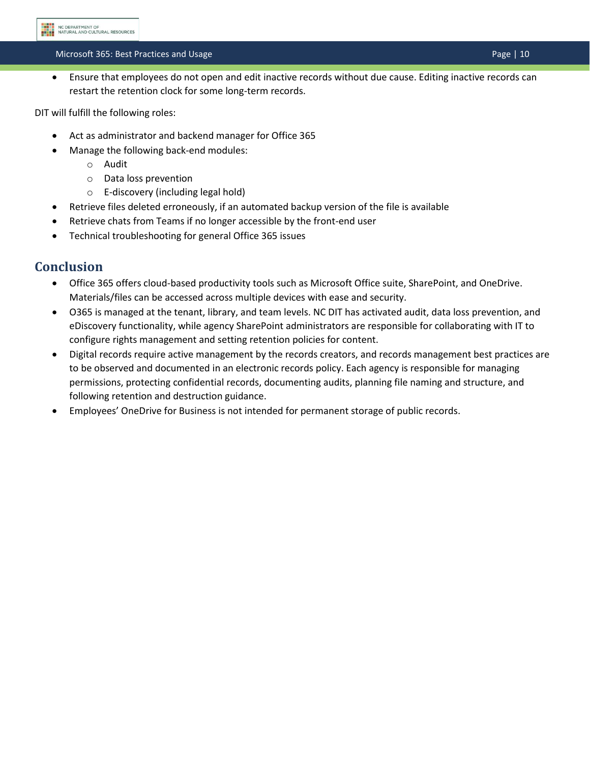- Ensure that employees do not open and edit inactive records without due cause. Editing inactive records can restart the retention clock for some long-term records.

DIT will fulfill the following roles:

- Act as administrator and backend manager for Office 365
- Manage the following back-end modules:
  - Audit
  - Data loss prevention
  - E-discovery (including legal hold)
- Retrieve files deleted erroneously, if an automated backup version of the file is available
- Retrieve chats from Teams if no longer accessible by the front-end user
- Technical troubleshooting for general Office 365 issues

## Conclusion

- Office 365 offers cloud-based productivity tools such as Microsoft Office suite, SharePoint, and OneDrive. Materials/files can be accessed across multiple devices with ease and security.
- O365 is managed at the tenant, library, and team levels. NC DIT has activated audit, data loss prevention, and eDiscovery functionality, while agency SharePoint administrators are responsible for collaborating with IT to configure rights management and setting retention policies for content.
- Digital records require active management by the records creators, and records management best practices are to be observed and documented in an electronic records policy. Each agency is responsible for managing permissions, protecting confidential records, documenting audits, planning file naming and structure, and following retention and destruction guidance.
- Employees' OneDrive for Business is not intended for permanent storage of public records.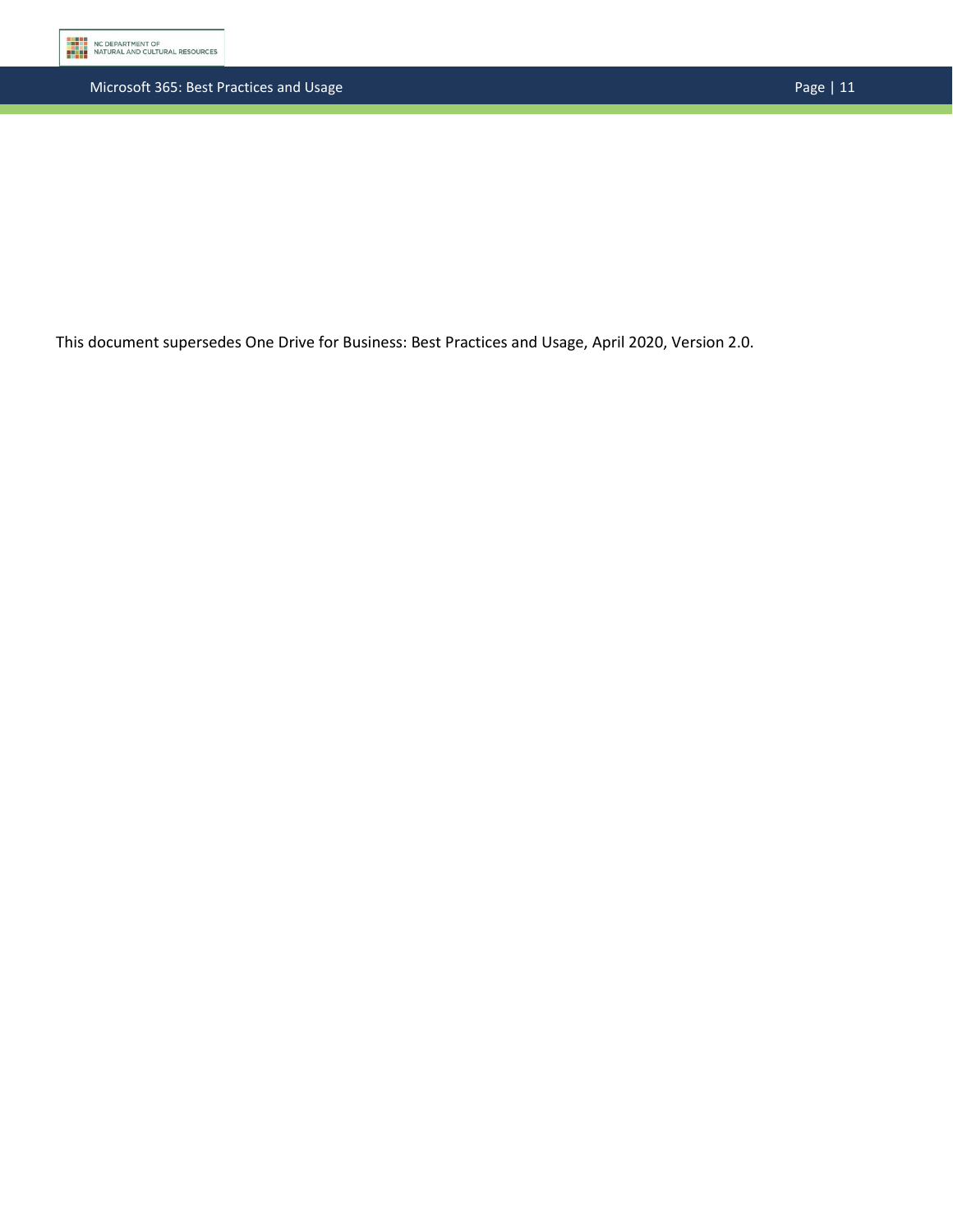This document supersedes One Drive for Business: Best Practices and Usage, April 2020, Version 2.0.